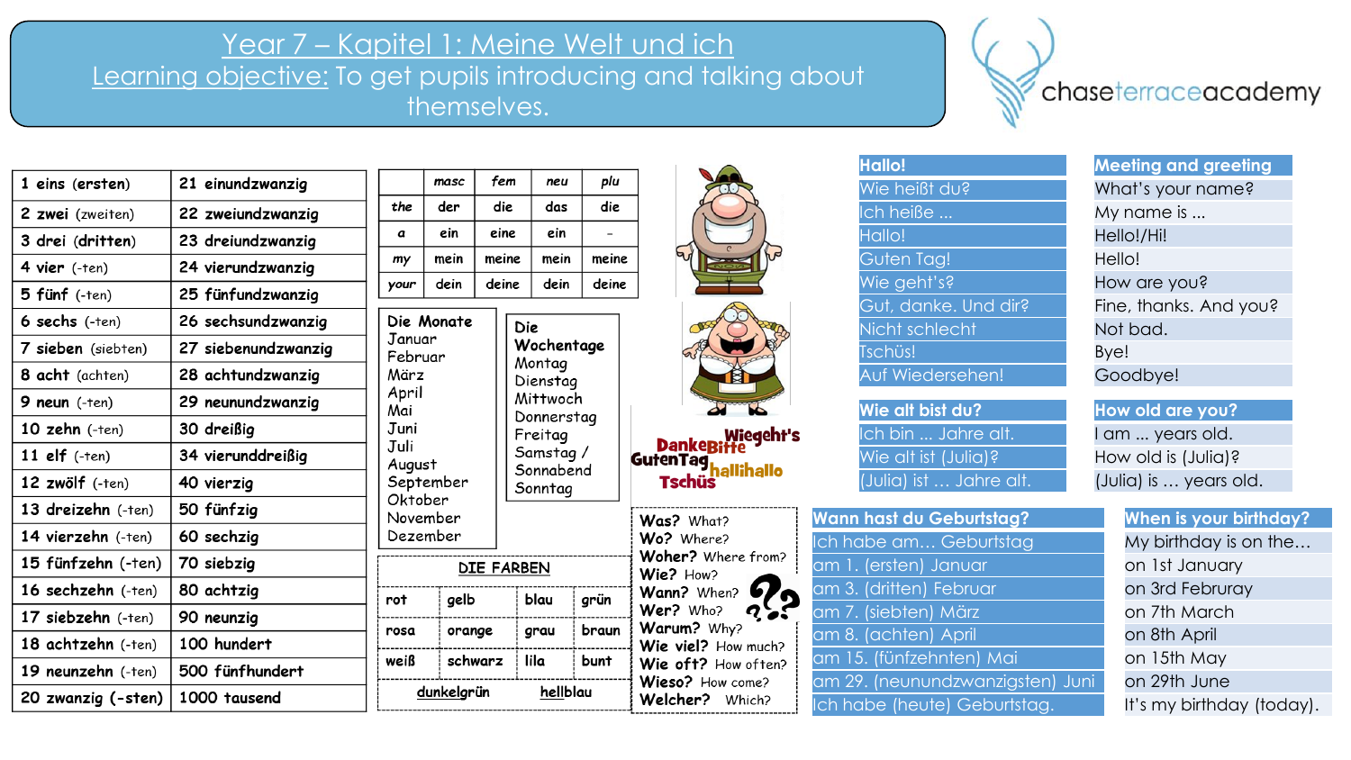# Year 7 – Kapitel 1: Meine Welt und ich

**Learning objective:** To get pupils introducing and talking about themselves.

chaseterraceacademy

| | |
|---|---|
| 1 eins (ersten) | 21 einundzwanzig |
| 2 zwei (zweiten) | 22 zweiundzwanzig |
| 3 drei (dritten) | 23 dreiundzwanzig |
| 4 vier (-ten) | 24 vierundzwanzig |
| 5 fünf (-ten) | 25 fünfundzwanzig |
| 6 sechs (-ten) | 26 sechsundzwanzig |
| 7 sieben (siebten) | 27 siebenundzwanzig |
| 8 acht (achten) | 28 achtundzwanzig |
| 9 neun (-ten) | 29 neunundzwanzig |
| 10 zehn (-ten) | 30 dreißig |
| 11 elf (-ten) | 34 vierunddreißig |
| 12 zwölf (-ten) | 40 vierzig |
| 13 dreizehn (-ten) | 50 fünfzig |
| 14 vierzehn (-ten) | 60 sechzig |
| 15 fünfzehn (-ten) | 70 siebzig |
| 16 sechzehn (-ten) | 80 achtzig |
| 17 siebzehn (-ten) | 90 neunzig |
| 18 achtzehn (-ten) | 100 hundert |
| 19 neunzehn (-ten) | 500 fünfhundert |
| 20 zwanzig (-sten) | 1000 tausend |

| | masc | fem | neu | plu |
|---|---|---|---|---|
| the | der | die | das | die |
| a | ein | eine | ein | - |
| my | mein | meine | mein | meine |
| your | dein | deine | dein | deine |

**Die Monate**
Januar
Februar
März
April
Mai
Juni
Juli
August
September
Oktober
November
Dezember

**Die Wochentage**
Montag
Dienstag
Mittwoch
Donnerstag
Freitag
Samstag / Sonnabend
Sonntag

**DIE FARBEN**

| | | | |
|---|---|---|---|
| rot | gelb | blau | grün |
| rosa | orange | grau | braun |
| weiß | schwarz | lila | bunt |
| dunkelgrün | | hellblau | |

Danke Bitte Wiegeht's Guten Tag hallihallo Tschüs

**Was?** What?
**Wo?** Where?
**Woher?** Where from?
**Wie?** How?
**Wann?** When?
**Wer?** Who?
**Warum?** Why?
**Wie viel?** How much?
**Wie oft?** How often?
**Wieso?** How come?
**Welcher?** Which?

| **Hallo!** | **Meeting and greeting** |
|---|---|
| Wie heißt du? | What's your name? |
| Ich heiße ... | My name is ... |
| Hallo! | Hello!/Hi! |
| Guten Tag! | Hello! |
| Wie geht's? | How are you? |
| Gut, danke. Und dir? | Fine, thanks. And you? |
| Nicht schlecht | Not bad. |
| Tschüs! | Bye! |
| Auf Wiedersehen! | Goodbye! |

| **Wie alt bist du?** | **How old are you?** |
|---|---|
| Ich bin ... Jahre alt. | I am ... years old. |
| Wie alt ist (Julia)? | How old is (Julia)? |
| (Julia) ist … Jahre alt. | (Julia) is … years old. |

| **Wann hast du Geburtstag?** | **When is your birthday?** |
|---|---|
| Ich habe am… Geburtstag | My birthday is on the… |
| am 1. (ersten) Januar | on 1st January |
| am 3. (dritten) Februar | on 3rd Februray |
| am 7. (siebten) März | on 7th March |
| am 8. (achten) April | on 8th April |
| am 15. (fünfzehnten) Mai | on 15th May |
| am 29. (neunundzwanzigsten) Juni | on 29th June |
| Ich habe (heute) Geburtstag. | It's my birthday (today). |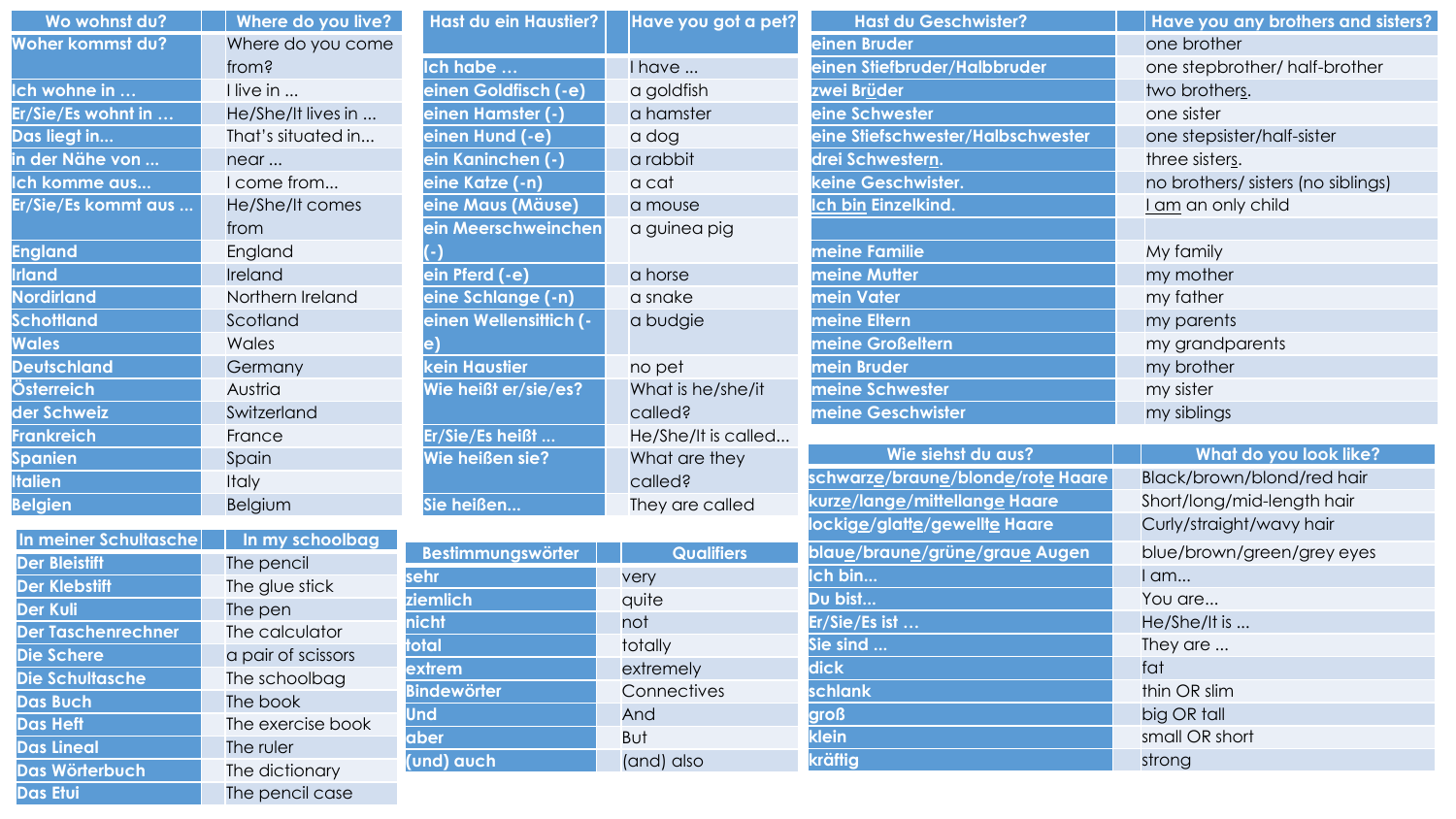| Wo wohnst du? | Where do you live? |
|---|---|
| Woher kommst du? | Where do you come from? |
| Ich wohne in … | I live in … |
| Er/Sie/Es wohnt in … | He/She/It lives in … |
| Das liegt in… | That's situated in… |
| in der Nähe von … | near … |
| Ich komme aus… | I come from… |
| Er/Sie/Es kommt aus … | He/She/It comes from |
| England | England |
| Irland | Ireland |
| Nordirland | Northern Ireland |
| Schottland | Scotland |
| Wales | Wales |
| Deutschland | Germany |
| Österreich | Austria |
| der Schweiz | Switzerland |
| Frankreich | France |
| Spanien | Spain |
| Italien | Italy |
| Belgien | Belgium |

| In meiner Schultasche | In my schoolbag |
|---|---|
| Der Bleistift | The pencil |
| Der Klebstift | The glue stick |
| Der Kuli | The pen |
| Der Taschenrechner | The calculator |
| Die Schere | a pair of scissors |
| Die Schultasche | The schoolbag |
| Das Buch | The book |
| Das Heft | The exercise book |
| Das Lineal | The ruler |
| Das Wörterbuch | The dictionary |
| Das Etui | The pencil case |

| Hast du ein Haustier? | Have you got a pet? |
|---|---|
| Ich habe … | I have … |
| einen Goldfisch (-e) | a goldfish |
| einen Hamster (-) | a hamster |
| einen Hund (-e) | a dog |
| ein Kaninchen (-) | a rabbit |
| eine Katze (-n) | a cat |
| eine Maus (Mäuse) | a mouse |
| ein Meerschweinchen (-) | a guinea pig |
| ein Pferd (-e) | a horse |
| eine Schlange (-n) | a snake |
| einen Wellensittich (-e) | a budgie |
| kein Haustier | no pet |
| Wie heißt er/sie/es? | What is he/she/it called? |
| Er/Sie/Es heißt … | He/She/It is called… |
| Wie heißen sie? | What are they called? |
| Sie heißen… | They are called |

| Bestimmungswörter | Qualifiers |
|---|---|
| sehr | very |
| ziemlich | quite |
| nicht | not |
| total | totally |
| extrem | extremely |
| Bindewörter | Connectives |
| Und | And |
| aber | But |
| (und) auch | (and) also |

| Hast du Geschwister? | Have you any brothers and sisters? |
|---|---|
| einen Bruder | one brother |
| einen Stiefbruder/Halbbruder | one stepbrother/ half-brother |
| zwei Brüder | two brothers. |
| eine Schwester | one sister |
| eine Stiefschwester/Halbschwester | one stepsister/half-sister |
| drei Schwestern. | three sisters. |
| keine Geschwister. | no brothers/ sisters (no siblings) |
| Ich bin Einzelkind. | I am an only child |
| | |
| meine Familie | My family |
| meine Mutter | my mother |
| mein Vater | my father |
| meine Eltern | my parents |
| meine Großeltern | my grandparents |
| mein Bruder | my brother |
| meine Schwester | my sister |
| meine Geschwister | my siblings |

| Wie siehst du aus? | What do you look like? |
|---|---|
| schwarze/braune/blonde/rote Haare | Black/brown/blond/red hair |
| kurze/lange/mittellange Haare | Short/long/mid-length hair |
| lockige/glatte/gewellte Haare | Curly/straight/wavy hair |
| blaue/braune/grüne/graue Augen | blue/brown/green/grey eyes |
| Ich bin... | I am... |
| Du bist... | You are... |
| Er/Sie/Es ist … | He/She/It is … |
| Sie sind … | They are … |
| dick | fat |
| schlank | thin OR slim |
| groß | big OR tall |
| klein | small OR short |
| kräftig | strong |